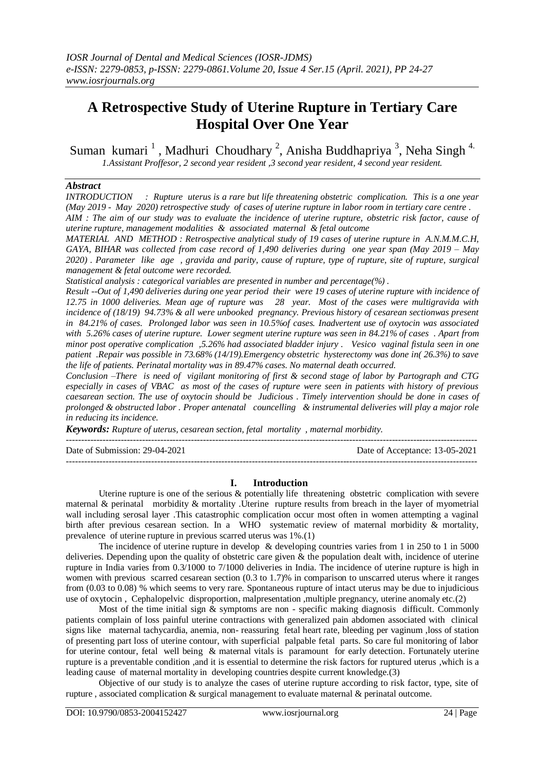# A Retrospective Study of Uterine Rupture in Tertiary Care Hospital Over One Year

Suman kumari [1] , Madhuri Choudhary [2], Anisha Buddhapriya [3], Neha Singh [4.]

*1.Assistant Proffesor, 2 second year resident ,3 second year resident, 4 second year resident.*

## *Abstract*

*INTRODUCTION : Rupture uterus is a rare but life threatening obstetric complication. This is a one year (May 2019 - May 2020) retrospective study of cases of uterine rupture in labor room in tertiary care centre .*

*AIM : The aim of our study was to evaluate the incidence of uterine rupture, obstetric risk factor, cause of uterine rupture, management modalities & associated maternal & fetal outcome*

*MATERIAL AND METHOD : Retrospective analytical study of 19 cases of uterine rupture in A.N.M.M.C.H, GAYA, BIHAR was collected from case record of 1,490 deliveries during one year span (May 2019 – May 2020) . Parameter like age , gravida and parity, cause of rupture, type of rupture, site of rupture, surgical management & fetal outcome were recorded.*

*Statistical analysis : categorical variables are presented in number and percentage(%) .*

*Result --Out of 1,490 deliveries during one year period their were 19 cases of uterine rupture with incidence of 12.75 in 1000 deliveries. Mean age of rupture was 28 year. Most of the cases were multigravida with incidence of (18/19) 94.73% & all were unbooked pregnancy. Previous history of cesarean sectionwas present in 84.21% of cases. Prolonged labor was seen in 10.5%of cases. Inadvertent use of oxytocin was associated with 5.26% cases of uterine rupture. Lower segment uterine rupture was seen in 84.21% of cases . Apart from minor post operative complication ,5.26% had associated bladder injury . Vesico vaginal fistula seen in one patient .Repair was possible in 73.68% (14/19).Emergency obstetric hysterectomy was done in( 26.3%) to save the life of patients. Perinatal mortality was in 89.47% cases. No maternal death occurred.*

*Conclusion –There is need of vigilant monitoring of first & second stage of labor by Partograph and CTG especially in cases of VBAC as most of the cases of rupture were seen in patients with history of previous caesarean section. The use of oxytocin should be Judicious . Timely intervention should be done in cases of prolonged & obstructed labor . Proper antenatal councelling & instrumental deliveries will play a major role in reducing its incidence.*

***Keywords:*** *Rupture of uterus, cesarean section, fetal mortality , maternal morbidity.*

---

Date of Submission: 29-04-2021 Date of Acceptance: 13-05-2021

---

## I. Introduction

Uterine rupture is one of the serious & potentially life threatening obstetric complication with severe maternal & perinatal morbidity & mortality .Uterine rupture results from breach in the layer of myometrial wall including serosal layer .This catastrophic complication occur most often in women attempting a vaginal birth after previous cesarean section. In a WHO systematic review of maternal morbidity & mortality, prevalence of uterine rupture in previous scarred uterus was 1%.(1)

The incidence of uterine rupture in develop & developing countries varies from 1 in 250 to 1 in 5000 deliveries. Depending upon the quality of obstetric care given & the population dealt with, incidence of uterine rupture in India varies from 0.3/1000 to 7/1000 deliveries in India. The incidence of uterine rupture is high in women with previous scarred cesarean section (0.3 to 1.7)% in comparison to unscarred uterus where it ranges from (0.03 to 0.08) % which seems to very rare. Spontaneous rupture of intact uterus may be due to injudicious use of oxytocin , Cephalopelvic disproportion, malpresentation ,multiple pregnancy, uterine anomaly etc.(2)

Most of the time initial sign & symptoms are non - specific making diagnosis difficult. Commonly patients complain of loss painful uterine contractions with generalized pain abdomen associated with clinical signs like maternal tachycardia, anemia, non- reassuring fetal heart rate, bleeding per vaginum ,loss of station of presenting part loss of uterine contour, with superficial palpable fetal parts. So care ful monitoring of labor for uterine contour, fetal well being & maternal vitals is paramount for early detection. Fortunately uterine rupture is a preventable condition ,and it is essential to determine the risk factors for ruptured uterus ,which is a leading cause of maternal mortality in developing countries despite current knowledge.(3)

Objective of our study is to analyze the cases of uterine rupture according to risk factor, type, site of rupture , associated complication & surgical management to evaluate maternal & perinatal outcome.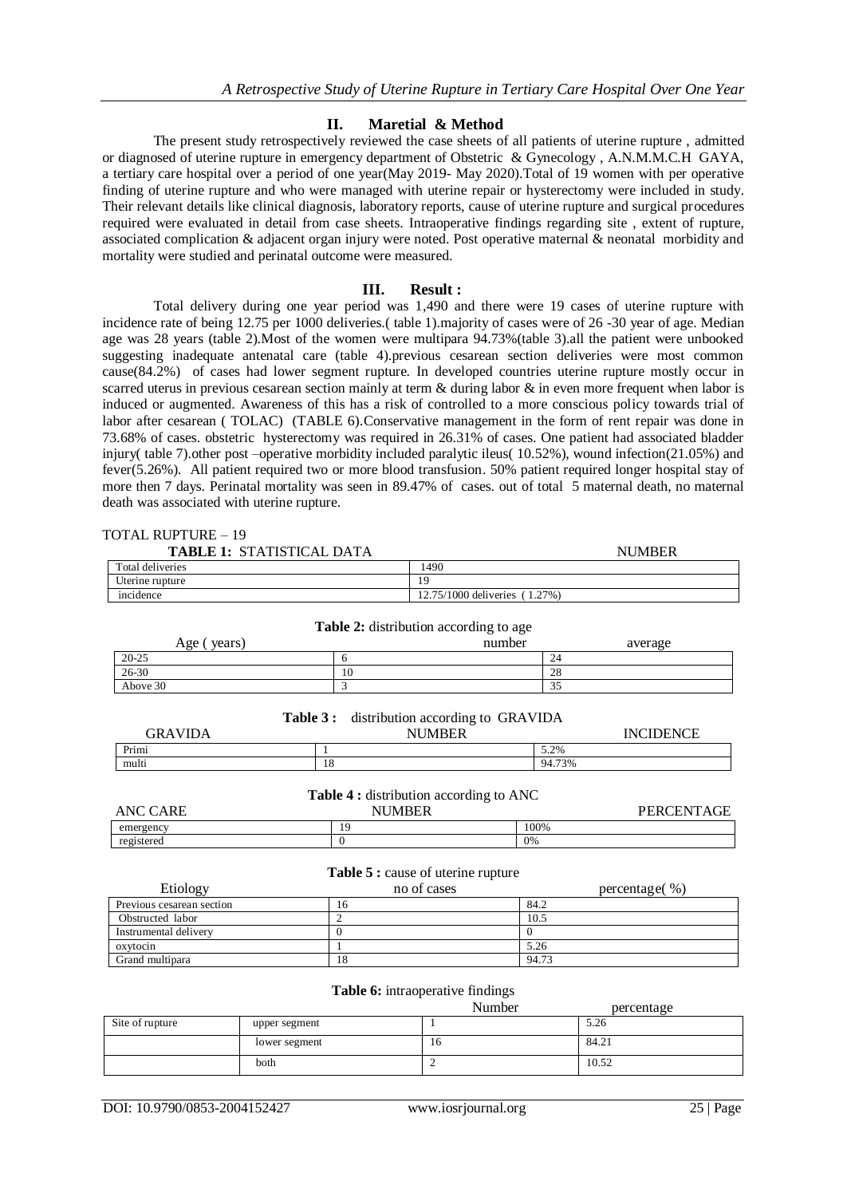## II. Maretial & Method

The present study retrospectively reviewed the case sheets of all patients of uterine rupture , admitted or diagnosed of uterine rupture in emergency department of Obstetric & Gynecology , A.N.M.M.C.H GAYA, a tertiary care hospital over a period of one year(May 2019- May 2020).Total of 19 women with per operative finding of uterine rupture and who were managed with uterine repair or hysterectomy were included in study. Their relevant details like clinical diagnosis, laboratory reports, cause of uterine rupture and surgical procedures required were evaluated in detail from case sheets. Intraoperative findings regarding site , extent of rupture, associated complication & adjacent organ injury were noted. Post operative maternal & neonatal morbidity and mortality were studied and perinatal outcome were measured.

## III. Result :

Total delivery during one year period was 1,490 and there were 19 cases of uterine rupture with incidence rate of being 12.75 per 1000 deliveries.( table 1).majority of cases were of 26 -30 year of age. Median age was 28 years (table 2).Most of the women were multipara 94.73%(table 3).all the patient were unbooked suggesting inadequate antenatal care (table 4).previous cesarean section deliveries were most common cause(84.2%) of cases had lower segment rupture. In developed countries uterine rupture mostly occur in scarred uterus in previous cesarean section mainly at term & during labor & in even more frequent when labor is induced or augmented. Awareness of this has a risk of controlled to a more conscious policy towards trial of labor after cesarean ( TOLAC) (TABLE 6).Conservative management in the form of rent repair was done in 73.68% of cases. obstetric hysterectomy was required in 26.31% of cases. One patient had associated bladder injury( table 7).other post –operative morbidity included paralytic ileus( 10.52%), wound infection(21.05%) and fever(5.26%). All patient required two or more blood transfusion. 50% patient required longer hospital stay of more then 7 days. Perinatal mortality was seen in 89.47% of cases. out of total 5 maternal death, no maternal death was associated with uterine rupture.

TOTAL RUPTURE – 19

**TABLE 1:** STATISTICAL DATA

| | NUMBER |
|---|---|
| Total deliveries | 1490 |
| Uterine rupture | 19 |
| incidence | 12.75/1000 deliveries ( 1.27%) |

**Table 2:** distribution according to age

| Age ( years) | number | average |
|---|---|---|
| 20-25 | 6 | 24 |
| 26-30 | 10 | 28 |
| Above 30 | 3 | 35 |

**Table 3 :** distribution according to GRAVIDA

| GRAVIDA | NUMBER | INCIDENCE |
|---|---|---|
| Primi | 1 | 5.2% |
| multi | 18 | 94.73% |

**Table 4 :** distribution according to ANC

| ANC CARE | NUMBER | PERCENTAGE |
|---|---|---|
| emergency | 19 | 100% |
| registered | 0 | 0% |

**Table 5 :** cause of uterine rupture

| Etiology | no of cases | percentage( %) |
|---|---|---|
| Previous cesarean section | 16 | 84.2 |
| Obstructed labor | 2 | 10.5 |
| Instrumental delivery | 0 | 0 |
| oxytocin | 1 | 5.26 |
| Grand multipara | 18 | 94.73 |

**Table 6:** intraoperative findings

| | | Number | percentage |
|---|---|---|---|
| Site of rupture | upper segment | 1 | 5.26 |
| | lower segment | 16 | 84.21 |
| | both | 2 | 10.52 |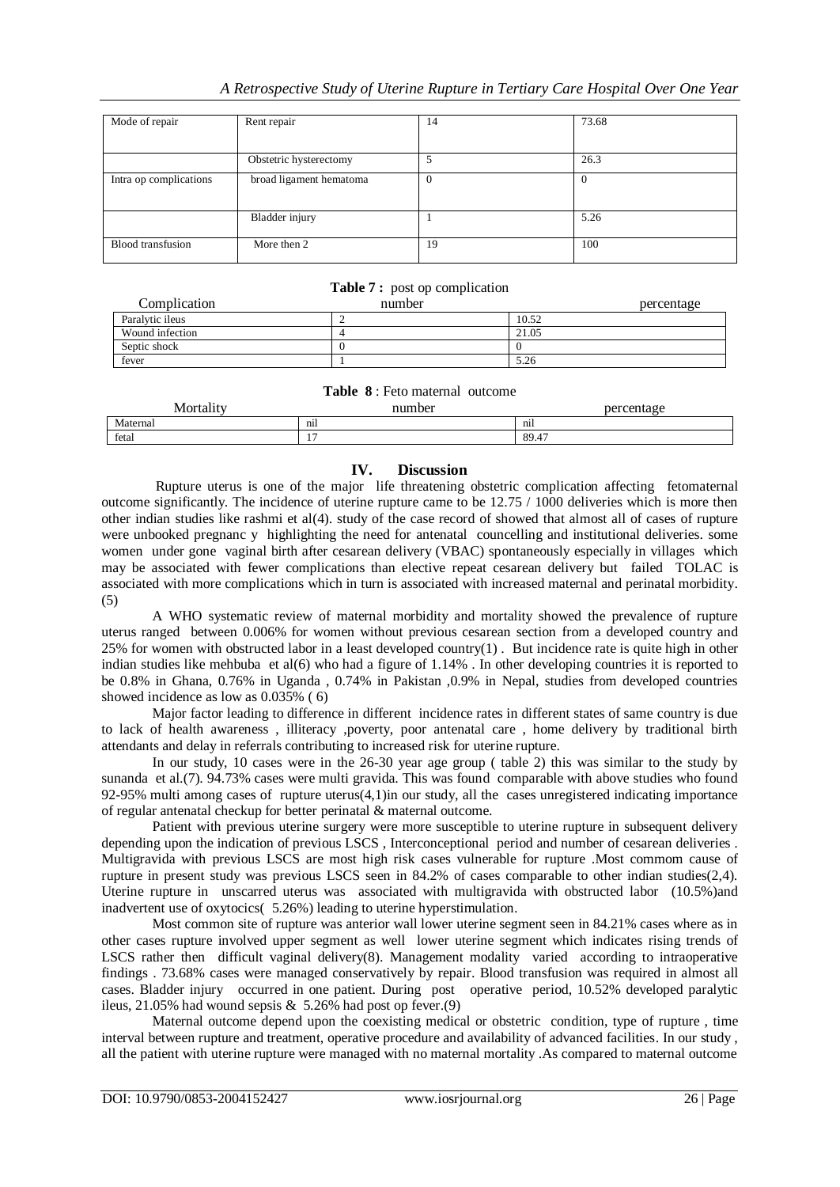| Mode of repair | Rent repair | 14 | 73.68 |
| --- | --- | --- | --- |
| | Obstetric hysterectomy | 5 | 26.3 |
| Intra op complications | broad ligament hematoma | 0 | 0 |
| | Bladder injury | 1 | 5.26 |
| Blood transfusion | More then 2 | 19 | 100 |

**Table 7 :** post op complication

| Complication | number | percentage |
| --- | --- | --- |
| Paralytic ileus | 2 | 10.52 |
| Wound infection | 4 | 21.05 |
| Septic shock | 0 | 0 |
| fever | 1 | 5.26 |

**Table 8** : Feto maternal outcome

| Mortality | number | percentage |
| --- | --- | --- |
| Maternal | nil | nil |
| fetal | 17 | 89.47 |

## IV. Discussion

Rupture uterus is one of the major life threatening obstetric complication affecting fetomaternal outcome significantly. The incidence of uterine rupture came to be 12.75 / 1000 deliveries which is more then other indian studies like rashmi et al(4). study of the case record of showed that almost all of cases of rupture were unbooked pregnanc y highlighting the need for antenatal councelling and institutional deliveries. some women under gone vaginal birth after cesarean delivery (VBAC) spontaneously especially in villages which may be associated with fewer complications than elective repeat cesarean delivery but failed TOLAC is associated with more complications which in turn is associated with increased maternal and perinatal morbidity.(5)

A WHO systematic review of maternal morbidity and mortality showed the prevalence of rupture uterus ranged between 0.006% for women without previous cesarean section from a developed country and 25% for women with obstructed labor in a least developed country(1) . But incidence rate is quite high in other indian studies like mehbuba et al(6) who had a figure of 1.14% . In other developing countries it is reported to be 0.8% in Ghana, 0.76% in Uganda , 0.74% in Pakistan ,0.9% in Nepal, studies from developed countries showed incidence as low as 0.035% ( 6)

Major factor leading to difference in different incidence rates in different states of same country is due to lack of health awareness , illiteracy ,poverty, poor antenatal care , home delivery by traditional birth attendants and delay in referrals contributing to increased risk for uterine rupture.

In our study, 10 cases were in the 26-30 year age group ( table 2) this was similar to the study by sunanda et al.(7). 94.73% cases were multi gravida. This was found comparable with above studies who found 92-95% multi among cases of rupture uterus(4,1)in our study, all the cases unregistered indicating importance of regular antenatal checkup for better perinatal & maternal outcome.

Patient with previous uterine surgery were more susceptible to uterine rupture in subsequent delivery depending upon the indication of previous LSCS , Interconceptional period and number of cesarean deliveries . Multigravida with previous LSCS are most high risk cases vulnerable for rupture .Most commom cause of rupture in present study was previous LSCS seen in 84.2% of cases comparable to other indian studies(2,4). Uterine rupture in unscarred uterus was associated with multigravida with obstructed labor (10.5%)and inadvertent use of oxytocics( 5.26%) leading to uterine hyperstimulation.

Most common site of rupture was anterior wall lower uterine segment seen in 84.21% cases where as in other cases rupture involved upper segment as well lower uterine segment which indicates rising trends of LSCS rather then difficult vaginal delivery(8). Management modality varied according to intraoperative findings . 73.68% cases were managed conservatively by repair. Blood transfusion was required in almost all cases. Bladder injury occurred in one patient. During post operative period, 10.52% developed paralytic ileus, 21.05% had wound sepsis & 5.26% had post op fever.(9)

Maternal outcome depend upon the coexisting medical or obstetric condition, type of rupture , time interval between rupture and treatment, operative procedure and availability of advanced facilities. In our study , all the patient with uterine rupture were managed with no maternal mortality .As compared to maternal outcome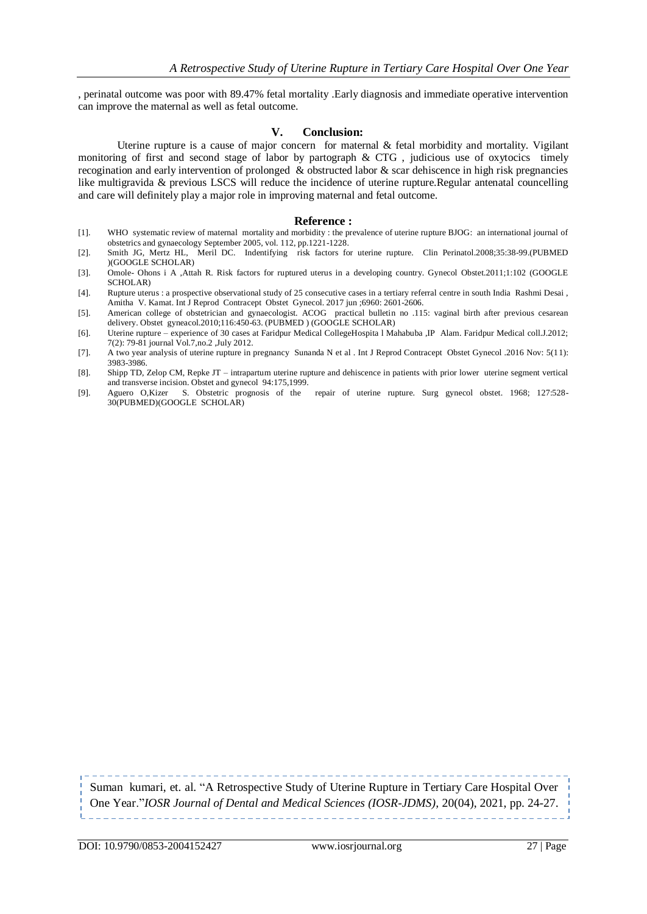, perinatal outcome was poor with 89.47% fetal mortality .Early diagnosis and immediate operative intervention can improve the maternal as well as fetal outcome.

## V. Conclusion:

Uterine rupture is a cause of major concern for maternal & fetal morbidity and mortality. Vigilant monitoring of first and second stage of labor by partograph & CTG , judicious use of oxytocics timely recogination and early intervention of prolonged & obstructed labor & scar dehiscence in high risk pregnancies like multigravida & previous LSCS will reduce the incidence of uterine rupture.Regular antenatal councelling and care will definitely play a major role in improving maternal and fetal outcome.

## Reference :

[1]. WHO systematic review of maternal mortality and morbidity : the prevalence of uterine rupture BJOG: an international journal of obstetrics and gynaecology September 2005, vol. 112, pp.1221-1228.

[2]. Smith JG, Mertz HL, Meril DC. Indentifying risk factors for uterine rupture. Clin Perinatol.2008;35:38-99.(PUBMED )(GOOGLE SCHOLAR)

[3]. Omole- Ohons i A ,Attah R. Risk factors for ruptured uterus in a developing country. Gynecol Obstet.2011;1:102 (GOOGLE SCHOLAR)

[4]. Rupture uterus : a prospective observational study of 25 consecutive cases in a tertiary referral centre in south India Rashmi Desai , Amitha V. Kamat. Int J Reprod Contracept Obstet Gynecol. 2017 jun ;6960: 2601-2606.

[5]. American college of obstetrician and gynaecologist. ACOG practical bulletin no .115: vaginal birth after previous cesarean delivery. Obstet gyneacol.2010;116:450-63. (PUBMED ) (GOOGLE SCHOLAR)

[6]. Uterine rupture – experience of 30 cases at Faridpur Medical CollegeHospita l Mahabuba ,IP Alam. Faridpur Medical coll.J.2012; 7(2): 79-81 journal Vol.7,no.2 ,July 2012.

[7]. A two year analysis of uterine rupture in pregnancy Sunanda N et al . Int J Reprod Contracept Obstet Gynecol .2016 Nov: 5(11): 3983-3986.

[8]. Shipp TD, Zelop CM, Repke JT – intrapartum uterine rupture and dehiscence in patients with prior lower uterine segment vertical and transverse incision. Obstet and gynecol 94:175,1999.

[9]. Aguero O,Kizer S. Obstetric prognosis of the repair of uterine rupture. Surg gynecol obstet. 1968; 127:528-30(PUBMED)(GOOGLE SCHOLAR)

Suman kumari, et. al. "A Retrospective Study of Uterine Rupture in Tertiary Care Hospital Over One Year."*IOSR Journal of Dental and Medical Sciences (IOSR-JDMS)*, 20(04), 2021, pp. 24-27.